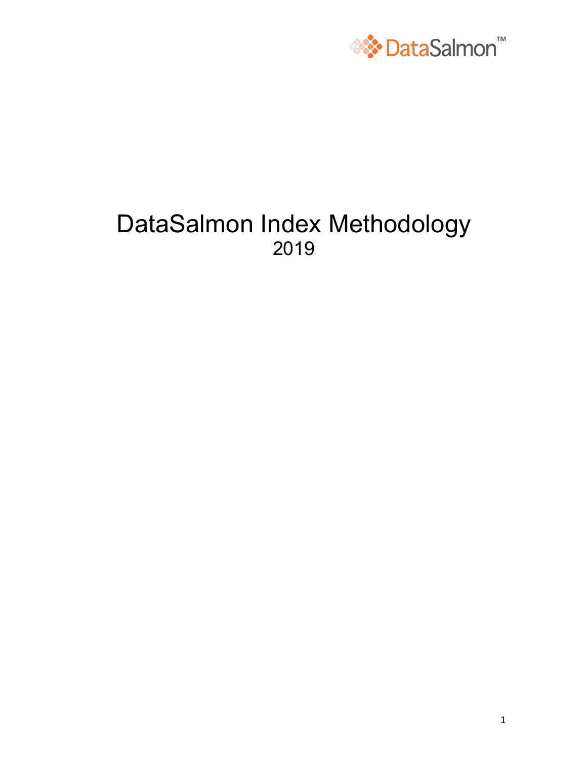DataSalmon™

# DataSalmon Index Methodology

2019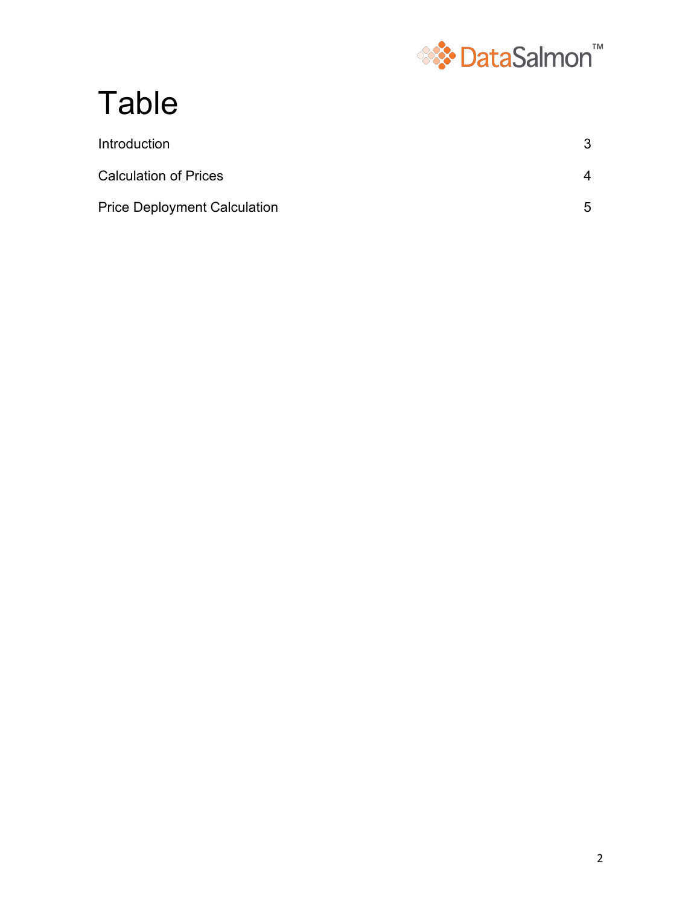# Table

| | |
|---|---|
| Introduction | 3 |
| Calculation of Prices | 4 |
| Price Deployment Calculation | 5 |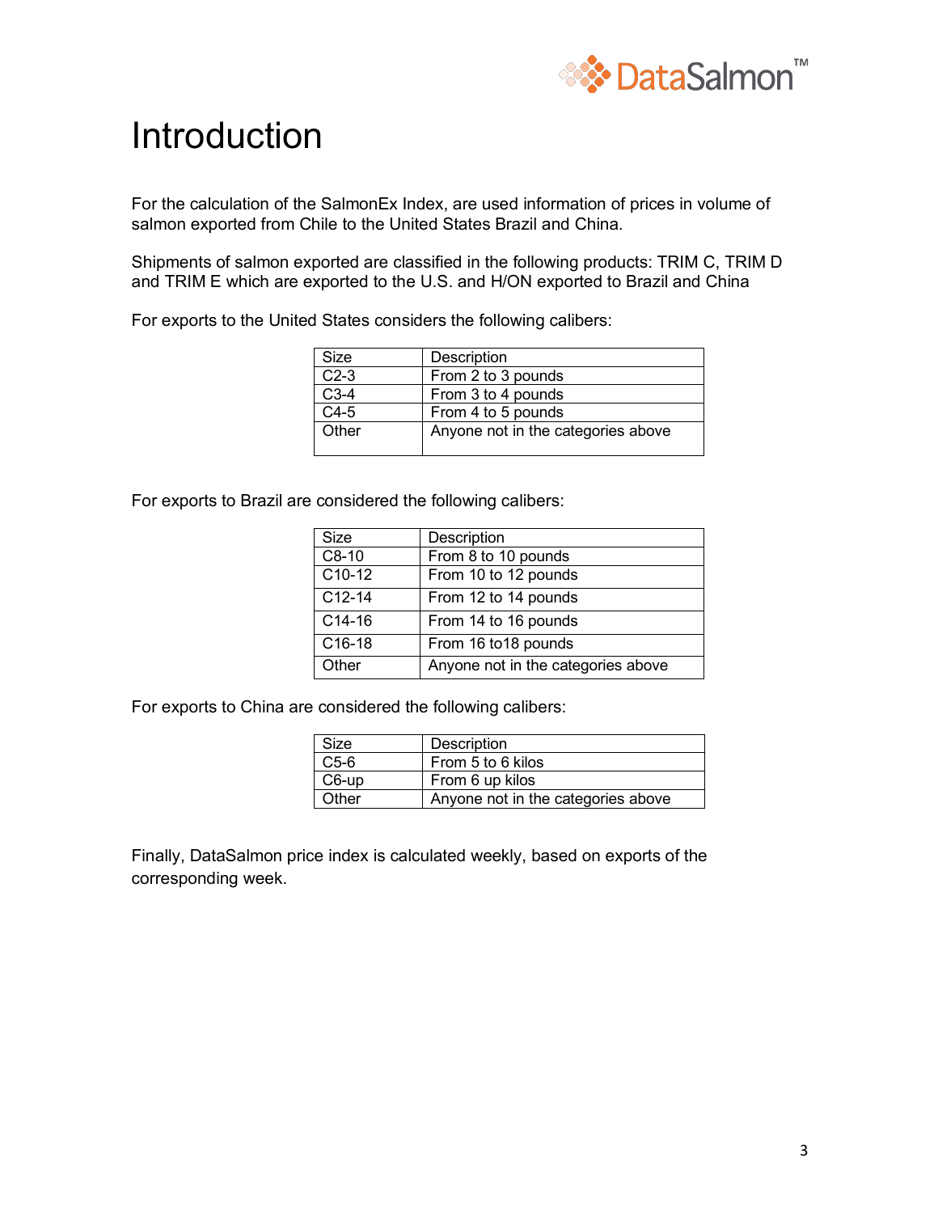# Introduction

For the calculation of the SalmonEx Index, are used information of prices in volume of salmon exported from Chile to the United States Brazil and China.

Shipments of salmon exported are classified in the following products: TRIM C, TRIM D and TRIM E which are exported to the U.S. and H/ON exported to Brazil and China

For exports to the United States considers the following calibers:

| Size | Description |
|---|---|
| C2-3 | From 2 to 3 pounds |
| C3-4 | From 3 to 4 pounds |
| C4-5 | From 4 to 5 pounds |
| Other | Anyone not in the categories above |

For exports to Brazil are considered the following calibers:

| Size | Description |
|---|---|
| C8-10 | From 8 to 10 pounds |
| C10-12 | From 10 to 12 pounds |
| C12-14 | From 12 to 14 pounds |
| C14-16 | From 14 to 16 pounds |
| C16-18 | From 16 to18 pounds |
| Other | Anyone not in the categories above |

For exports to China are considered the following calibers:

| Size | Description |
|---|---|
| C5-6 | From 5 to 6 kilos |
| C6-up | From 6 up kilos |
| Other | Anyone not in the categories above |

Finally, DataSalmon price index is calculated weekly, based on exports of the corresponding week.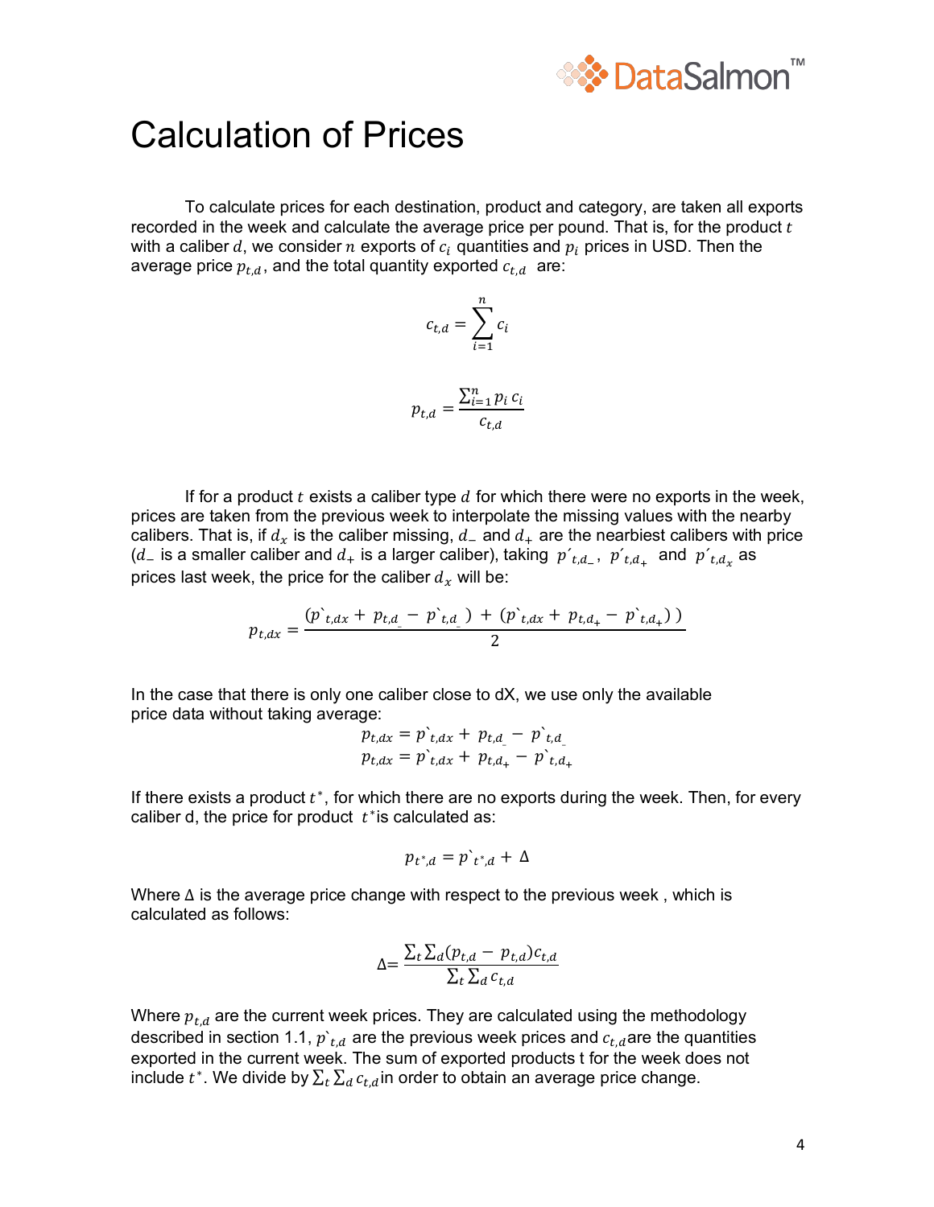# Calculation of Prices

To calculate prices for each destination, product and category, are taken all exports recorded in the week and calculate the average price per pound. That is, for the product $t$ with a caliber $d$, we consider $n$ exports of $c_i$ quantities and $p_i$ prices in USD. Then the average price $p_{t,d}$, and the total quantity exported $c_{t,d}$ are:

$$c_{t,d} = \sum_{i=1}^{n} c_i$$

$$p_{t,d} = \frac{\sum_{i=1}^{n} p_i \, c_i}{c_{t,d}}$$

If for a product $t$ exists a caliber type $d$ for which there were no exports in the week, prices are taken from the previous week to interpolate the missing values with the nearby calibers. That is, if $d_x$ is the caliber missing, $d_-$ and $d_+$ are the nearbiest calibers with price ($d_-$ is a smaller caliber and $d_+$ is a larger caliber), taking $p'_{t,d_-}$, $p'_{t,d_+}$ and $p'_{t,d_x}$ as prices last week, the price for the caliber $d_x$ will be:

$$p_{t,dx} = \frac{(p`_{t,dx} + p_{t,d_-} - p`_{t,d_-}) + (p`_{t,dx} + p_{t,d_+} - p`_{t,d_+}))}{2}$$

In the case that there is only one caliber close to dX, we use only the available price data without taking average:

$$p_{t,dx} = p`_{t,dx} + p_{t,d_-} - p`_{t,d_-}$$
$$p_{t,dx} = p`_{t,dx} + p_{t,d_+} - p`_{t,d_+}$$

If there exists a product $t^*$, for which there are no exports during the week. Then, for every caliber d, the price for product $t^*$ is calculated as:

$$p_{t^*,d} = p`_{t^*,d} + \Delta$$

Where Δ is the average price change with respect to the previous week , which is calculated as follows:

$$\Delta = \frac{\sum_t \sum_d (p_{t,d} - p_{t,d}) c_{t,d}}{\sum_t \sum_d c_{t,d}}$$

Where $p_{t,d}$ are the current week prices. They are calculated using the methodology described in section 1.1, $p`_{t,d}$ are the previous week prices and $c_{t,d}$ are the quantities exported in the current week. The sum of exported products t for the week does not include $t^*$. We divide by $\sum_t \sum_d c_{t,d}$ in order to obtain an average price change.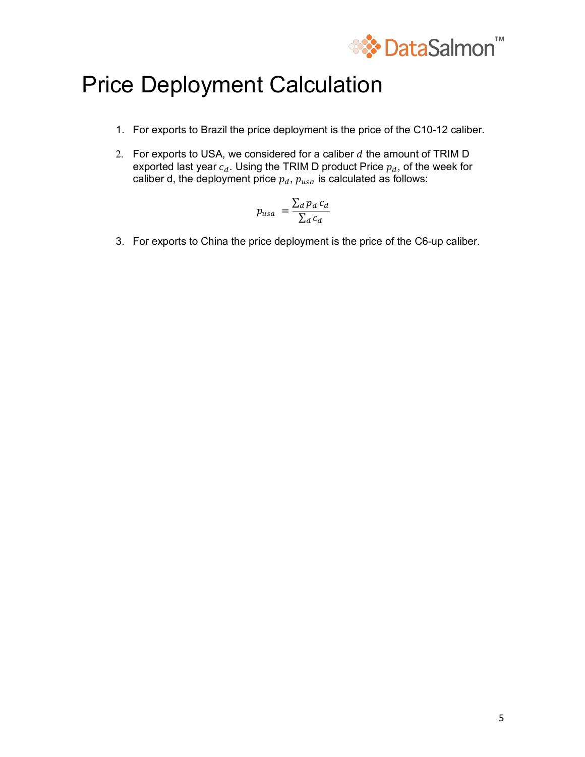# Price Deployment Calculation

1. For exports to Brazil the price deployment is the price of the C10-12 caliber.

2. For exports to USA, we considered for a caliber $d$ the amount of TRIM D exported last year $c_d$. Using the TRIM D product Price $p_d$, of the week for caliber d, the deployment price $p_d$, $p_{usa}$ is calculated as follows:

$$p_{usa} = \frac{\sum_d p_d \, c_d}{\sum_d c_d}$$

3. For exports to China the price deployment is the price of the C6-up caliber.